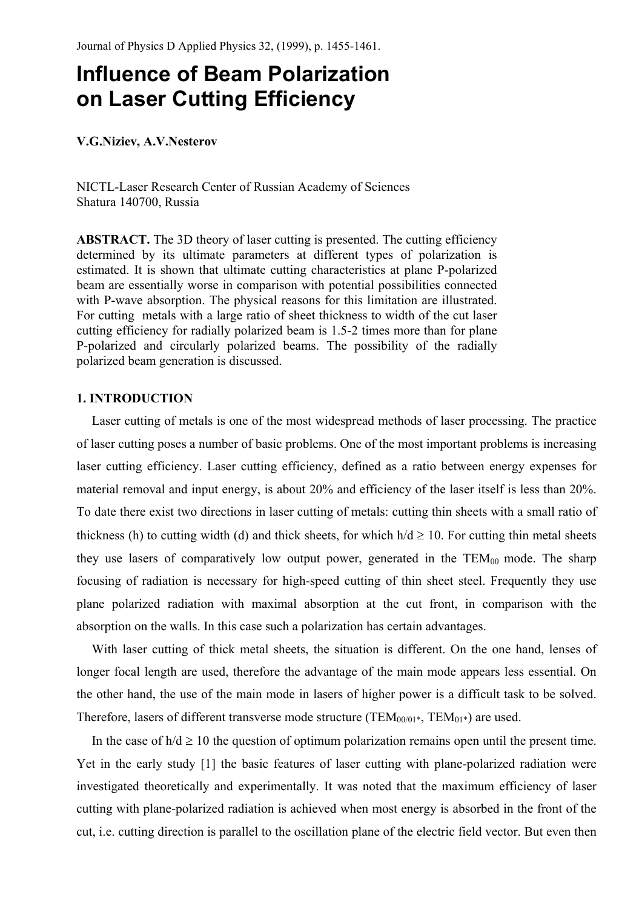Journal of Physics D Applied Physics 32, (1999), p. 1455-1461.

# Influence of Beam Polarization on Laser Cutting Efficiency

**V.G.Niziev, A.V.Nesterov**

NICTL-Laser Research Center of Russian Academy of Sciences
Shatura 140700, Russia

**ABSTRACT.** The 3D theory of laser cutting is presented. The cutting efficiency determined by its ultimate parameters at different types of polarization is estimated. It is shown that ultimate cutting characteristics at plane P-polarized beam are essentially worse in comparison with potential possibilities connected with P-wave absorption. The physical reasons for this limitation are illustrated. For cutting metals with a large ratio of sheet thickness to width of the cut laser cutting efficiency for radially polarized beam is 1.5-2 times more than for plane P-polarized and circularly polarized beams. The possibility of the radially polarized beam generation is discussed.

## 1. INTRODUCTION

Laser cutting of metals is one of the most widespread methods of laser processing. The practice of laser cutting poses a number of basic problems. One of the most important problems is increasing laser cutting efficiency. Laser cutting efficiency, defined as a ratio between energy expenses for material removal and input energy, is about 20% and efficiency of the laser itself is less than 20%. To date there exist two directions in laser cutting of metals: cutting thin sheets with a small ratio of thickness (h) to cutting width (d) and thick sheets, for which $h/d \geq 10$. For cutting thin metal sheets they use lasers of comparatively low output power, generated in the $TEM_{00}$ mode. The sharp focusing of radiation is necessary for high-speed cutting of thin sheet steel. Frequently they use plane polarized radiation with maximal absorption at the cut front, in comparison with the absorption on the walls. In this case such a polarization has certain advantages.

With laser cutting of thick metal sheets, the situation is different. On the one hand, lenses of longer focal length are used, therefore the advantage of the main mode appears less essential. On the other hand, the use of the main mode in lasers of higher power is a difficult task to be solved. Therefore, lasers of different transverse mode structure ($TEM_{00/01*}$, $TEM_{01*}$) are used.

In the case of $h/d \geq 10$ the question of optimum polarization remains open until the present time. Yet in the early study [1] the basic features of laser cutting with plane-polarized radiation were investigated theoretically and experimentally. It was noted that the maximum efficiency of laser cutting with plane-polarized radiation is achieved when most energy is absorbed in the front of the cut, i.e. cutting direction is parallel to the oscillation plane of the electric field vector. But even then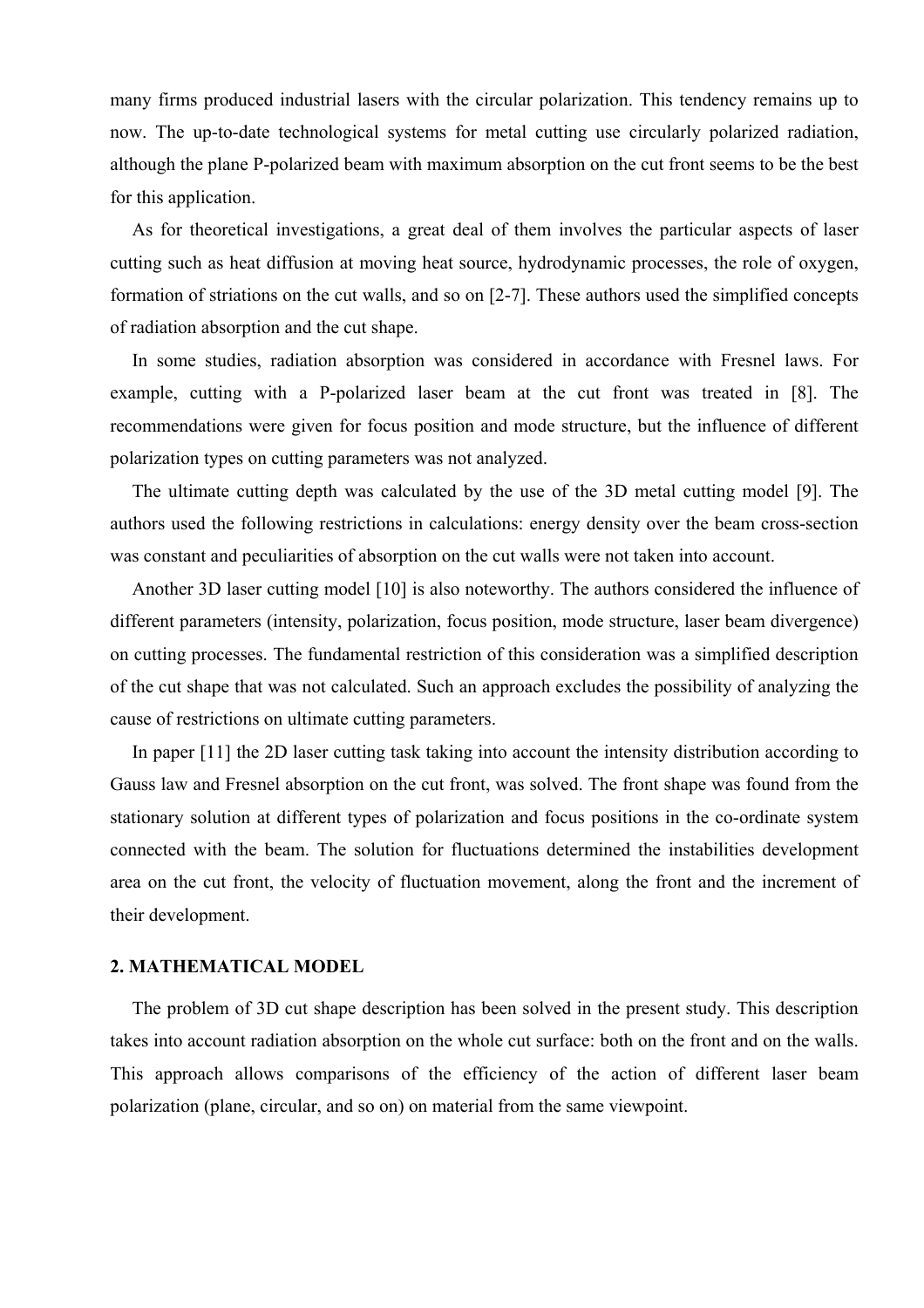many firms produced industrial lasers with the circular polarization. This tendency remains up to now. The up-to-date technological systems for metal cutting use circularly polarized radiation, although the plane P-polarized beam with maximum absorption on the cut front seems to be the best for this application.

As for theoretical investigations, a great deal of them involves the particular aspects of laser cutting such as heat diffusion at moving heat source, hydrodynamic processes, the role of oxygen, formation of striations on the cut walls, and so on [2-7]. These authors used the simplified concepts of radiation absorption and the cut shape.

In some studies, radiation absorption was considered in accordance with Fresnel laws. For example, cutting with a P-polarized laser beam at the cut front was treated in [8]. The recommendations were given for focus position and mode structure, but the influence of different polarization types on cutting parameters was not analyzed.

The ultimate cutting depth was calculated by the use of the 3D metal cutting model [9]. The authors used the following restrictions in calculations: energy density over the beam cross-section was constant and peculiarities of absorption on the cut walls were not taken into account.

Another 3D laser cutting model [10] is also noteworthy. The authors considered the influence of different parameters (intensity, polarization, focus position, mode structure, laser beam divergence) on cutting processes. The fundamental restriction of this consideration was a simplified description of the cut shape that was not calculated. Such an approach excludes the possibility of analyzing the cause of restrictions on ultimate cutting parameters.

In paper [11] the 2D laser cutting task taking into account the intensity distribution according to Gauss law and Fresnel absorption on the cut front, was solved. The front shape was found from the stationary solution at different types of polarization and focus positions in the co-ordinate system connected with the beam. The solution for fluctuations determined the instabilities development area on the cut front, the velocity of fluctuation movement, along the front and the increment of their development.

## 2. MATHEMATICAL MODEL

The problem of 3D cut shape description has been solved in the present study. This description takes into account radiation absorption on the whole cut surface: both on the front and on the walls. This approach allows comparisons of the efficiency of the action of different laser beam polarization (plane, circular, and so on) on material from the same viewpoint.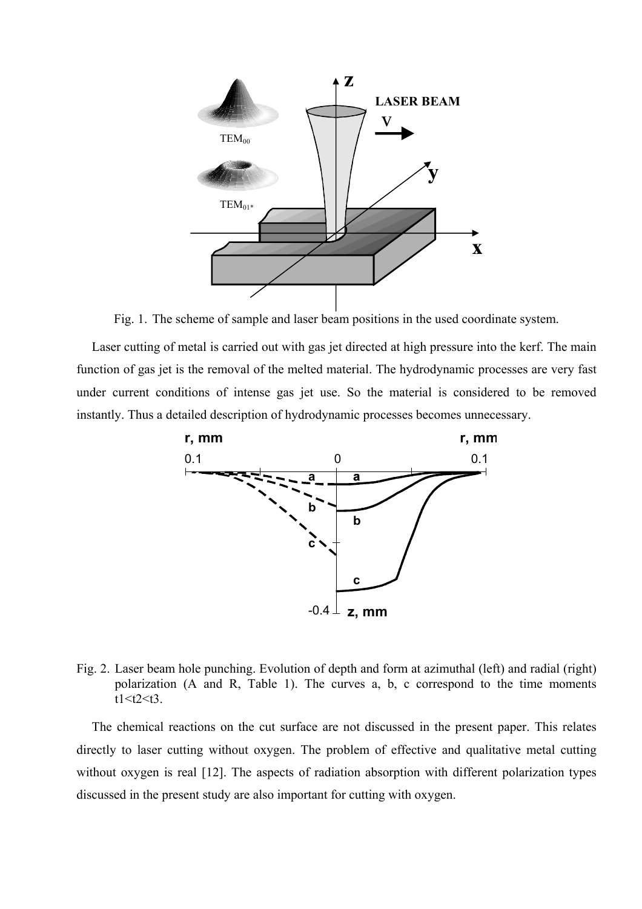Fig. 1. The scheme of sample and laser beam positions in the used coordinate system.

Laser cutting of metal is carried out with gas jet directed at high pressure into the kerf. The main function of gas jet is the removal of the melted material. The hydrodynamic processes are very fast under current conditions of intense gas jet use. So the material is considered to be removed instantly. Thus a detailed description of hydrodynamic processes becomes unnecessary.

Fig. 2. Laser beam hole punching. Evolution of depth and form at azimuthal (left) and radial (right) polarization (A and R, Table 1). The curves a, b, c correspond to the time moments t1<t2<t3.

The chemical reactions on the cut surface are not discussed in the present paper. This relates directly to laser cutting without oxygen. The problem of effective and qualitative metal cutting without oxygen is real [12]. The aspects of radiation absorption with different polarization types discussed in the present study are also important for cutting with oxygen.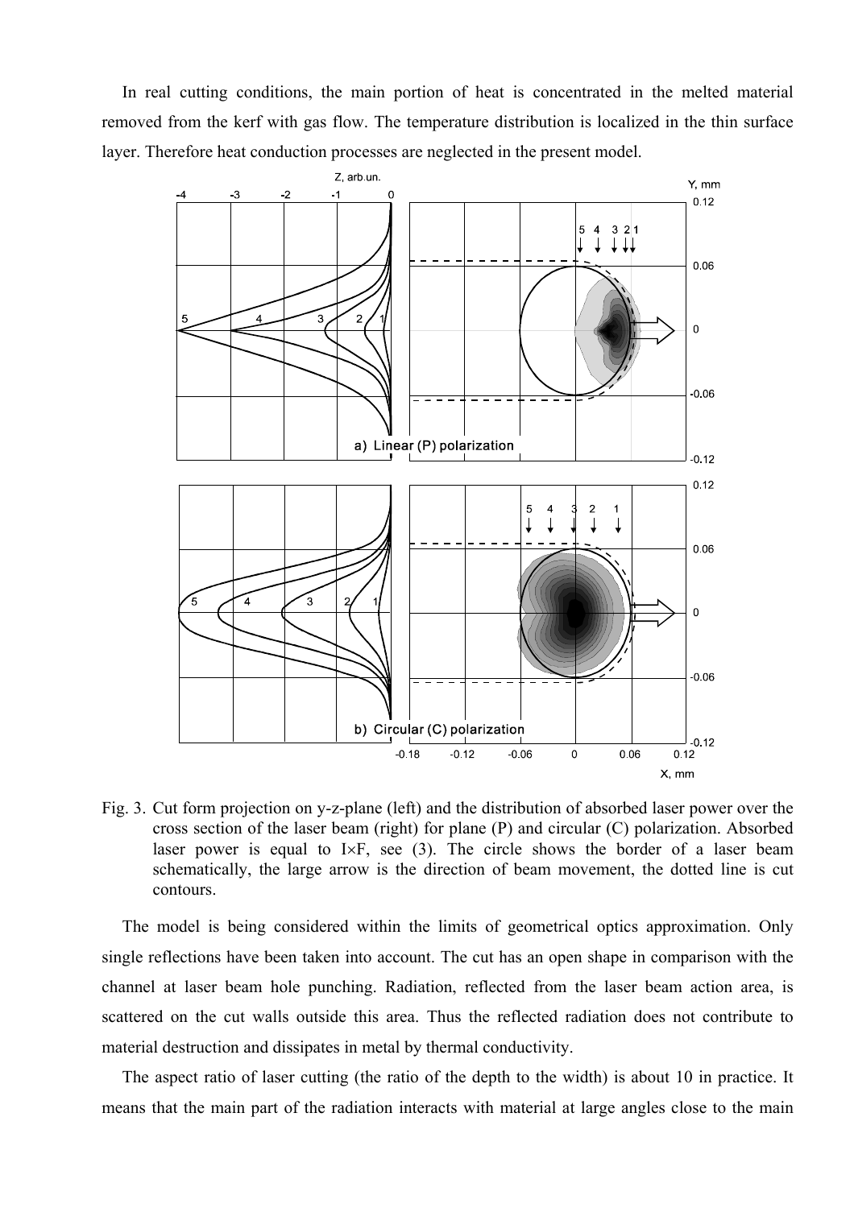In real cutting conditions, the main portion of heat is concentrated in the melted material removed from the kerf with gas flow. The temperature distribution is localized in the thin surface layer. Therefore heat conduction processes are neglected in the present model.

Fig. 3. Cut form projection on y-z-plane (left) and the distribution of absorbed laser power over the cross section of the laser beam (right) for plane (P) and circular (C) polarization. Absorbed laser power is equal to I×F, see (3). The circle shows the border of a laser beam schematically, the large arrow is the direction of beam movement, the dotted line is cut contours.

The model is being considered within the limits of geometrical optics approximation. Only single reflections have been taken into account. The cut has an open shape in comparison with the channel at laser beam hole punching. Radiation, reflected from the laser beam action area, is scattered on the cut walls outside this area. Thus the reflected radiation does not contribute to material destruction and dissipates in metal by thermal conductivity.

The aspect ratio of laser cutting (the ratio of the depth to the width) is about 10 in practice. It means that the main part of the radiation interacts with material at large angles close to the main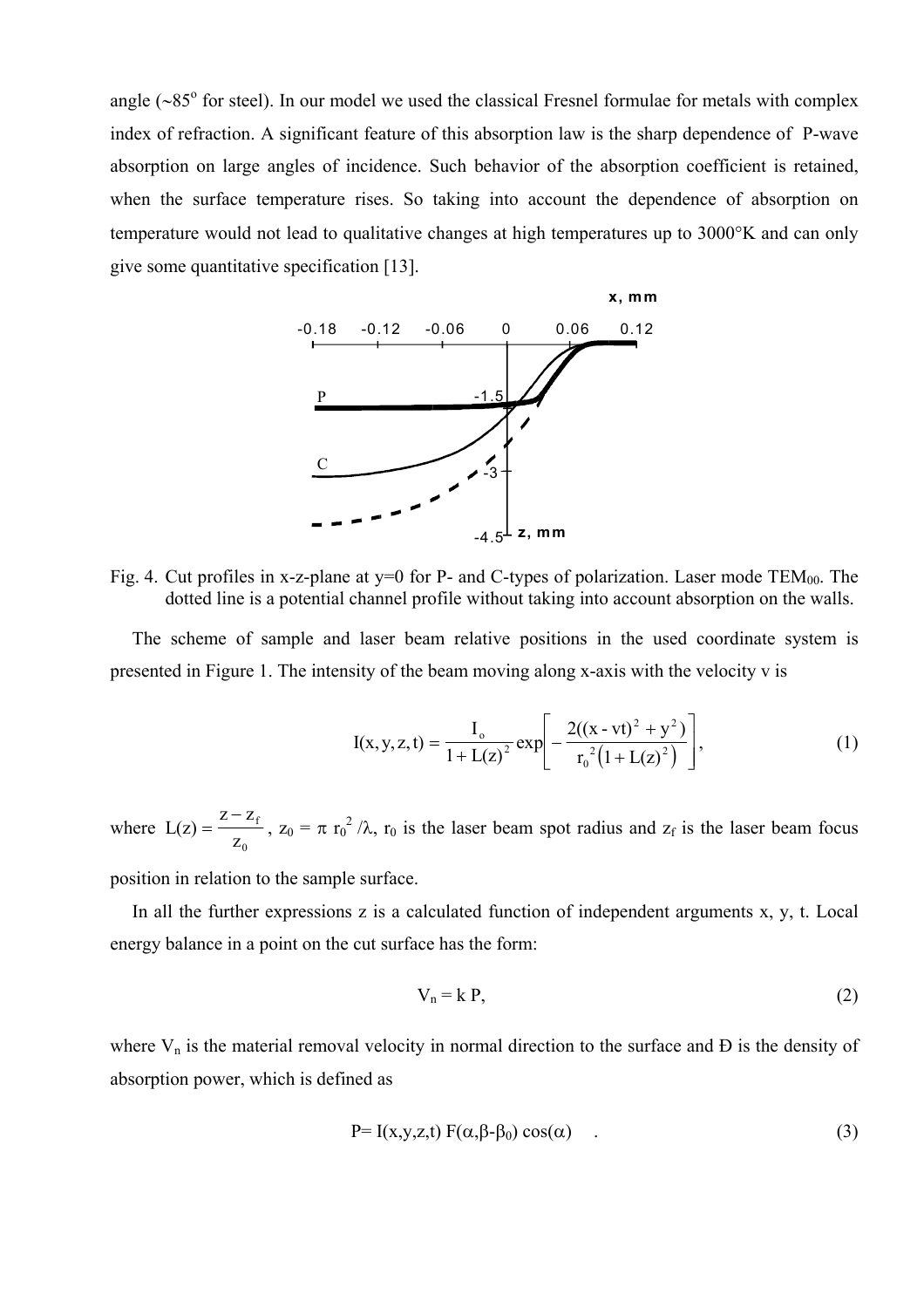angle (~85° for steel). In our model we used the classical Fresnel formulae for metals with complex index of refraction. A significant feature of this absorption law is the sharp dependence of P-wave absorption on large angles of incidence. Such behavior of the absorption coefficient is retained, when the surface temperature rises. So taking into account the dependence of absorption on temperature would not lead to qualitative changes at high temperatures up to 3000°K and can only give some quantitative specification [13].

Fig. 4. Cut profiles in x-z-plane at y=0 for P- and C-types of polarization. Laser mode $TEM_{00}$. The dotted line is a potential channel profile without taking into account absorption on the walls.

The scheme of sample and laser beam relative positions in the used coordinate system is presented in Figure 1. The intensity of the beam moving along x-axis with the velocity v is

$$I(x,y,z,t) = \frac{I_o}{1 + L(z)^2} \exp\left[ -\frac{2((x - vt)^2 + y^2)}{r_0^2 \left(1 + L(z)^2\right)} \right], \qquad (1)$$

where $L(z) = \frac{z - z_f}{z_0}$, $z_0 = \pi r_0^2 / \lambda$, $r_0$ is the laser beam spot radius and $z_f$ is the laser beam focus position in relation to the sample surface.

In all the further expressions z is a calculated function of independent arguments x, y, t. Local energy balance in a point on the cut surface has the form:

$$V_n = k P, \qquad (2)$$

where $V_n$ is the material removal velocity in normal direction to the surface and Ð is the density of absorption power, which is defined as

$$P = I(x,y,z,t) F(\alpha, \beta - \beta_0) \cos(\alpha) \quad . \qquad (3)$$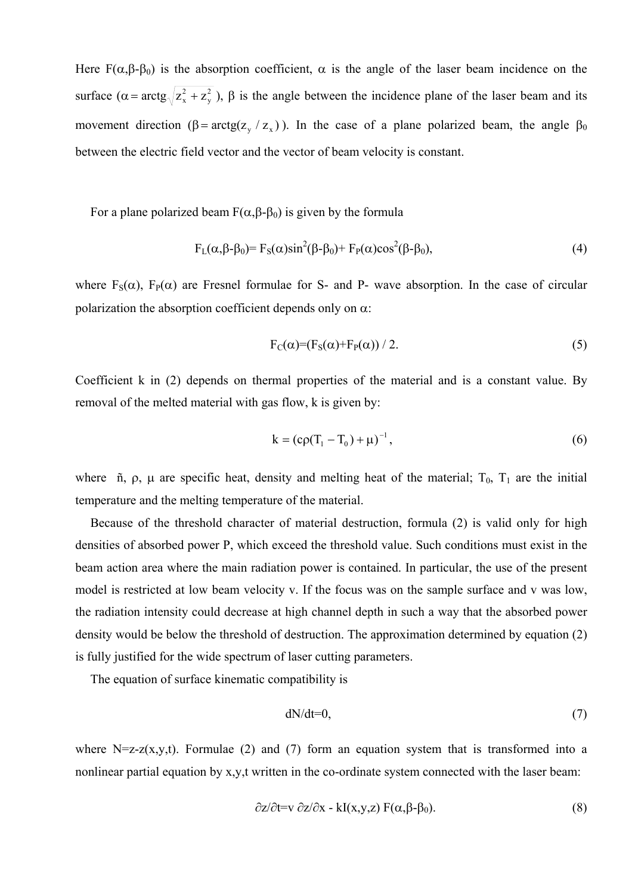Here $F(\alpha,\beta-\beta_0)$ is the absorption coefficient, $\alpha$ is the angle of the laser beam incidence on the surface ($\alpha = \operatorname{arctg}\sqrt{z_x^2 + z_y^2}$), $\beta$ is the angle between the incidence plane of the laser beam and its movement direction ($\beta = \operatorname{arctg}(z_y / z_x)$). In the case of a plane polarized beam, the angle $\beta_0$ between the electric field vector and the vector of beam velocity is constant.

For a plane polarized beam $F(\alpha,\beta-\beta_0)$ is given by the formula

$$F_L(\alpha,\beta-\beta_0)= F_S(\alpha)\sin^2(\beta-\beta_0)+ F_P(\alpha)\cos^2(\beta-\beta_0), \tag{4}$$

where $F_S(\alpha)$, $F_P(\alpha)$ are Fresnel formulae for S- and P- wave absorption. In the case of circular polarization the absorption coefficient depends only on $\alpha$:

$$F_C(\alpha)=(F_S(\alpha)+F_P(\alpha)) / 2. \tag{5}$$

Coefficient k in (2) depends on thermal properties of the material and is a constant value. By removal of the melted material with gas flow, k is given by:

$$k = (c\rho(T_1 - T_0) + \mu)^{-1}, \tag{6}$$

where ñ, $\rho$, $\mu$ are specific heat, density and melting heat of the material; $T_0$, $T_1$ are the initial temperature and the melting temperature of the material.

Because of the threshold character of material destruction, formula (2) is valid only for high densities of absorbed power P, which exceed the threshold value. Such conditions must exist in the beam action area where the main radiation power is contained. In particular, the use of the present model is restricted at low beam velocity v. If the focus was on the sample surface and v was low, the radiation intensity could decrease at high channel depth in such a way that the absorbed power density would be below the threshold of destruction. The approximation determined by equation (2) is fully justified for the wide spectrum of laser cutting parameters.

The equation of surface kinematic compatibility is

$$dN/dt=0, \tag{7}$$

where $N=z-z(x,y,t)$. Formulae (2) and (7) form an equation system that is transformed into a nonlinear partial equation by x,y,t written in the co-ordinate system connected with the laser beam:

$$\partial z/\partial t=v\, \partial z/\partial x - kI(x,y,z)\, F(\alpha,\beta-\beta_0). \tag{8}$$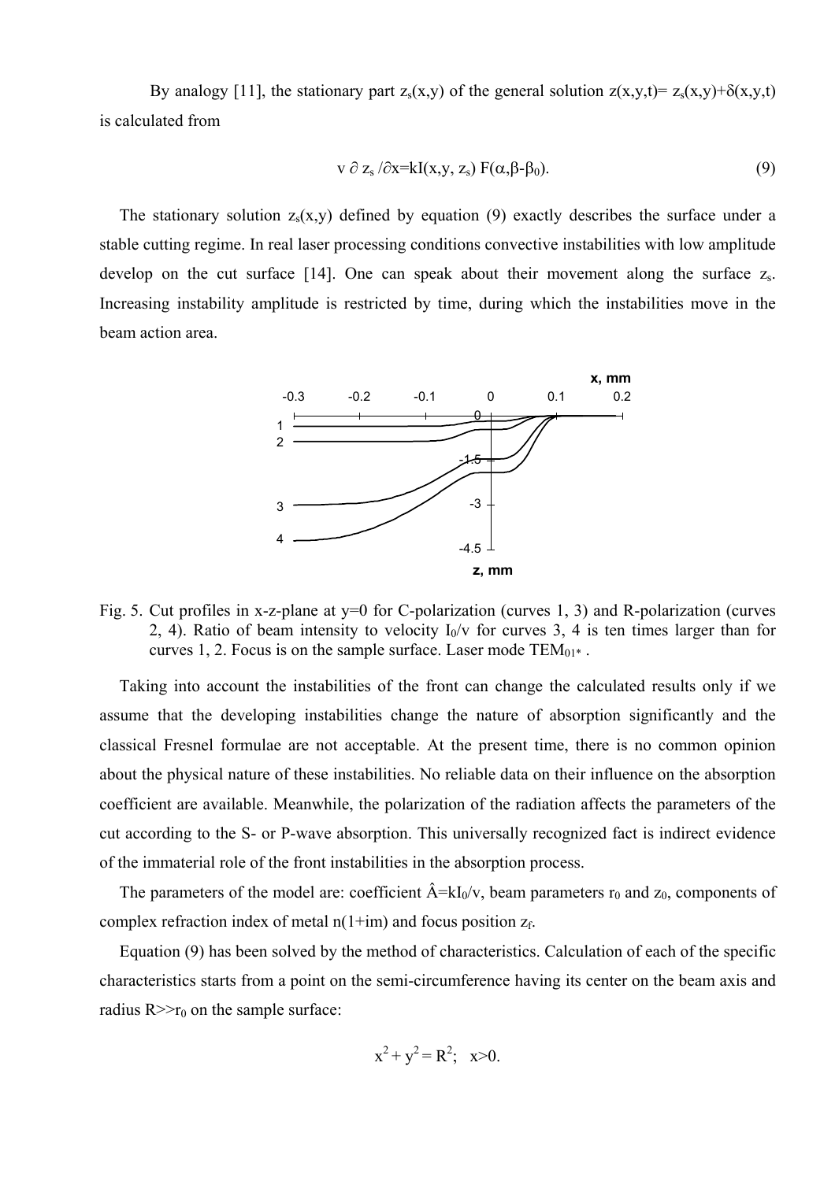By analogy [11], the stationary part $z_s(x,y)$ of the general solution $z(x,y,t)= z_s(x,y)+\delta(x,y,t)$ is calculated from

$$v\, \partial z_s / \partial x = kI(x,y, z_s)\, F(\alpha,\beta-\beta_0). \tag{9}$$

The stationary solution $z_s(x,y)$ defined by equation (9) exactly describes the surface under a stable cutting regime. In real laser processing conditions convective instabilities with low amplitude develop on the cut surface [14]. One can speak about their movement along the surface $z_s$. Increasing instability amplitude is restricted by time, during which the instabilities move in the beam action area.

Fig. 5. Cut profiles in x-z-plane at y=0 for C-polarization (curves 1, 3) and R-polarization (curves 2, 4). Ratio of beam intensity to velocity $I_0/v$ for curves 3, 4 is ten times larger than for curves 1, 2. Focus is on the sample surface. Laser mode $TEM_{01^*}$ .

Taking into account the instabilities of the front can change the calculated results only if we assume that the developing instabilities change the nature of absorption significantly and the classical Fresnel formulae are not acceptable. At the present time, there is no common opinion about the physical nature of these instabilities. No reliable data on their influence on the absorption coefficient are available. Meanwhile, the polarization of the radiation affects the parameters of the cut according to the S- or P-wave absorption. This universally recognized fact is indirect evidence of the immaterial role of the front instabilities in the absorption process.

The parameters of the model are: coefficient $\hat{A}=kI_0/v$, beam parameters $r_0$ and $z_0$, components of complex refraction index of metal $n(1+im)$ and focus position $z_f$.

Equation (9) has been solved by the method of characteristics. Calculation of each of the specific characteristics starts from a point on the semi-circumference having its center on the beam axis and radius $R>>r_0$ on the sample surface:

$$x^2 + y^2 = R^2; \quad x>0.$$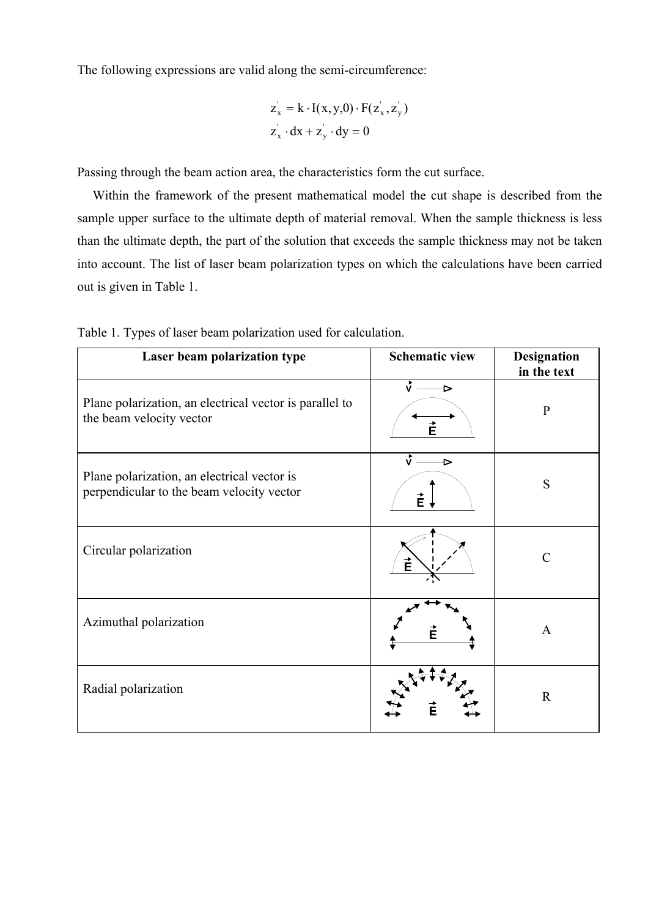The following expressions are valid along the semi-circumference:

$$z_x' = k \cdot I(x, y, 0) \cdot F(z_x', z_y')$$
$$z_x' \cdot dx + z_y' \cdot dy = 0$$

Passing through the beam action area, the characteristics form the cut surface.

Within the framework of the present mathematical model the cut shape is described from the sample upper surface to the ultimate depth of material removal. When the sample thickness is less than the ultimate depth, the part of the solution that exceeds the sample thickness may not be taken into account. The list of laser beam polarization types on which the calculations have been carried out is given in Table 1.

Table 1. Types of laser beam polarization used for calculation.

| Laser beam polarization type | Schematic view | Designation in the text |
|---|---|---|
| Plane polarization, an electrical vector is parallel to the beam velocity vector | | P |
| Plane polarization, an electrical vector is perpendicular to the beam velocity vector | | S |
| Circular polarization | | C |
| Azimuthal polarization | | A |
| Radial polarization | | R |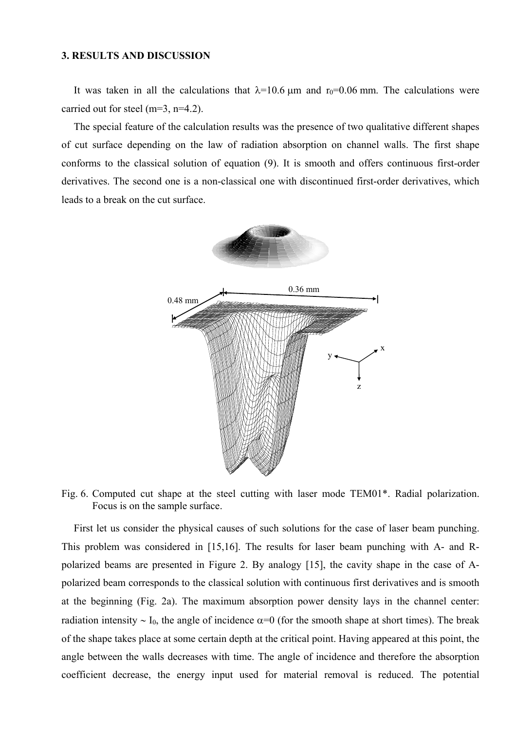## 3. RESULTS AND DISCUSSION

It was taken in all the calculations that $\lambda$=10.6 $\mu$m and $r_0$=0.06 mm. The calculations were carried out for steel (m=3, n=4.2).

The special feature of the calculation results was the presence of two qualitative different shapes of cut surface depending on the law of radiation absorption on channel walls. The first shape conforms to the classical solution of equation (9). It is smooth and offers continuous first-order derivatives. The second one is a non-classical one with discontinued first-order derivatives, which leads to a break on the cut surface.

Fig. 6. Computed cut shape at the steel cutting with laser mode TEM01*. Radial polarization. Focus is on the sample surface.

First let us consider the physical causes of such solutions for the case of laser beam punching. This problem was considered in [15,16]. The results for laser beam punching with A- and R-polarized beams are presented in Figure 2. By analogy [15], the cavity shape in the case of A-polarized beam corresponds to the classical solution with continuous first derivatives and is smooth at the beginning (Fig. 2a). The maximum absorption power density lays in the channel center: radiation intensity ~ $I_0$, the angle of incidence $\alpha$=0 (for the smooth shape at short times). The break of the shape takes place at some certain depth at the critical point. Having appeared at this point, the angle between the walls decreases with time. The angle of incidence and therefore the absorption coefficient decrease, the energy input used for material removal is reduced. The potential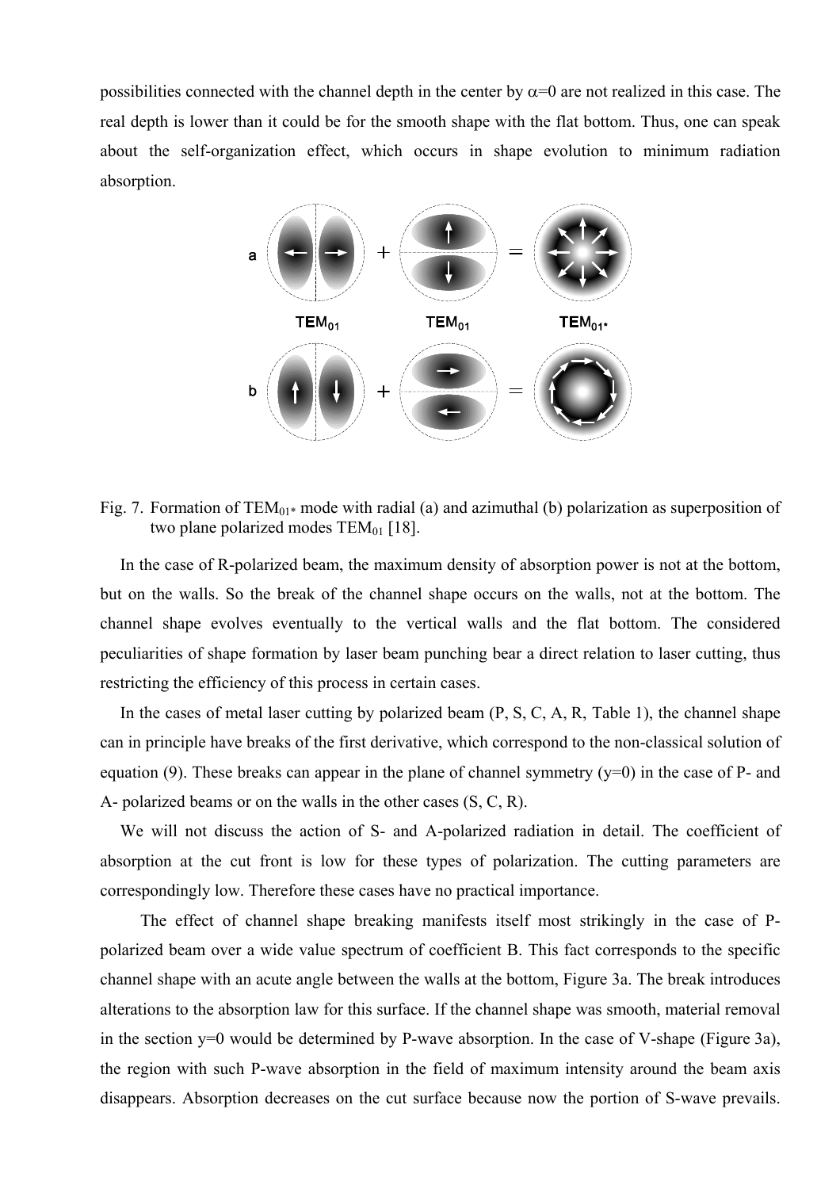possibilities connected with the channel depth in the center by $\alpha=0$ are not realized in this case. The real depth is lower than it could be for the smooth shape with the flat bottom. Thus, one can speak about the self-organization effect, which occurs in shape evolution to minimum radiation absorption.

Fig. 7. Formation of $TEM_{01*}$ mode with radial (a) and azimuthal (b) polarization as superposition of two plane polarized modes $TEM_{01}$ [18].

In the case of R-polarized beam, the maximum density of absorption power is not at the bottom, but on the walls. So the break of the channel shape occurs on the walls, not at the bottom. The channel shape evolves eventually to the vertical walls and the flat bottom. The considered peculiarities of shape formation by laser beam punching bear a direct relation to laser cutting, thus restricting the efficiency of this process in certain cases.

In the cases of metal laser cutting by polarized beam (P, S, C, A, R, Table 1), the channel shape can in principle have breaks of the first derivative, which correspond to the non-classical solution of equation (9). These breaks can appear in the plane of channel symmetry (y=0) in the case of P- and A- polarized beams or on the walls in the other cases (S, C, R).

We will not discuss the action of S- and A-polarized radiation in detail. The coefficient of absorption at the cut front is low for these types of polarization. The cutting parameters are correspondingly low. Therefore these cases have no practical importance.

The effect of channel shape breaking manifests itself most strikingly in the case of P-polarized beam over a wide value spectrum of coefficient B. This fact corresponds to the specific channel shape with an acute angle between the walls at the bottom, Figure 3a. The break introduces alterations to the absorption law for this surface. If the channel shape was smooth, material removal in the section y=0 would be determined by P-wave absorption. In the case of V-shape (Figure 3a), the region with such P-wave absorption in the field of maximum intensity around the beam axis disappears. Absorption decreases on the cut surface because now the portion of S-wave prevails.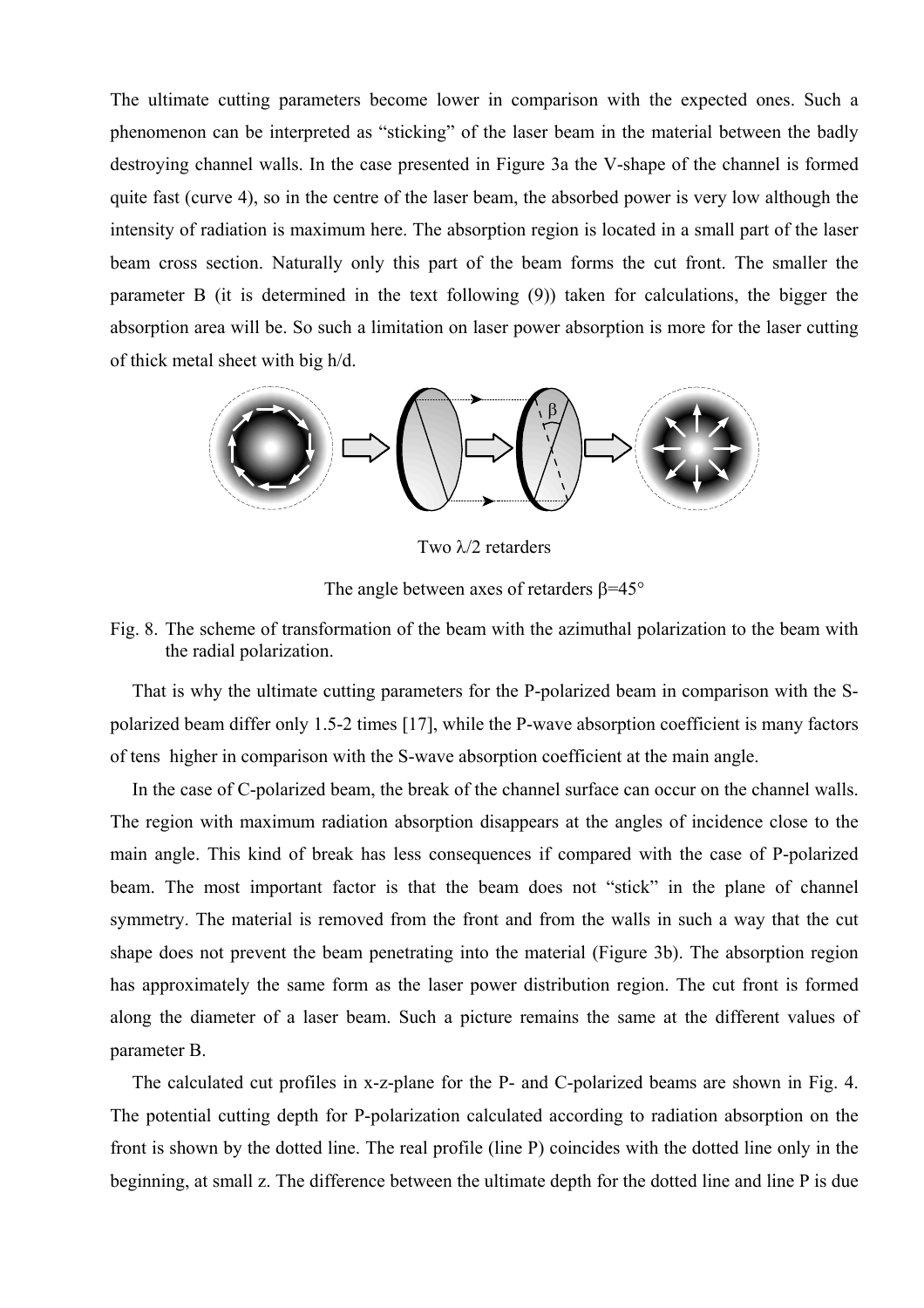The ultimate cutting parameters become lower in comparison with the expected ones. Such a phenomenon can be interpreted as "sticking" of the laser beam in the material between the badly destroying channel walls. In the case presented in Figure 3a the V-shape of the channel is formed quite fast (curve 4), so in the centre of the laser beam, the absorbed power is very low although the intensity of radiation is maximum here. The absorption region is located in a small part of the laser beam cross section. Naturally only this part of the beam forms the cut front. The smaller the parameter B (it is determined in the text following (9)) taken for calculations, the bigger the absorption area will be. So such a limitation on laser power absorption is more for the laser cutting of thick metal sheet with big h/d.

Two $\lambda/2$ retarders

The angle between axes of retarders $\beta=45°$

Fig. 8. The scheme of transformation of the beam with the azimuthal polarization to the beam with the radial polarization.

That is why the ultimate cutting parameters for the P-polarized beam in comparison with the S-polarized beam differ only 1.5-2 times [17], while the P-wave absorption coefficient is many factors of tens higher in comparison with the S-wave absorption coefficient at the main angle.

In the case of C-polarized beam, the break of the channel surface can occur on the channel walls. The region with maximum radiation absorption disappears at the angles of incidence close to the main angle. This kind of break has less consequences if compared with the case of P-polarized beam. The most important factor is that the beam does not "stick" in the plane of channel symmetry. The material is removed from the front and from the walls in such a way that the cut shape does not prevent the beam penetrating into the material (Figure 3b). The absorption region has approximately the same form as the laser power distribution region. The cut front is formed along the diameter of a laser beam. Such a picture remains the same at the different values of parameter B.

The calculated cut profiles in x-z-plane for the P- and C-polarized beams are shown in Fig. 4. The potential cutting depth for P-polarization calculated according to radiation absorption on the front is shown by the dotted line. The real profile (line P) coincides with the dotted line only in the beginning, at small z. The difference between the ultimate depth for the dotted line and line P is due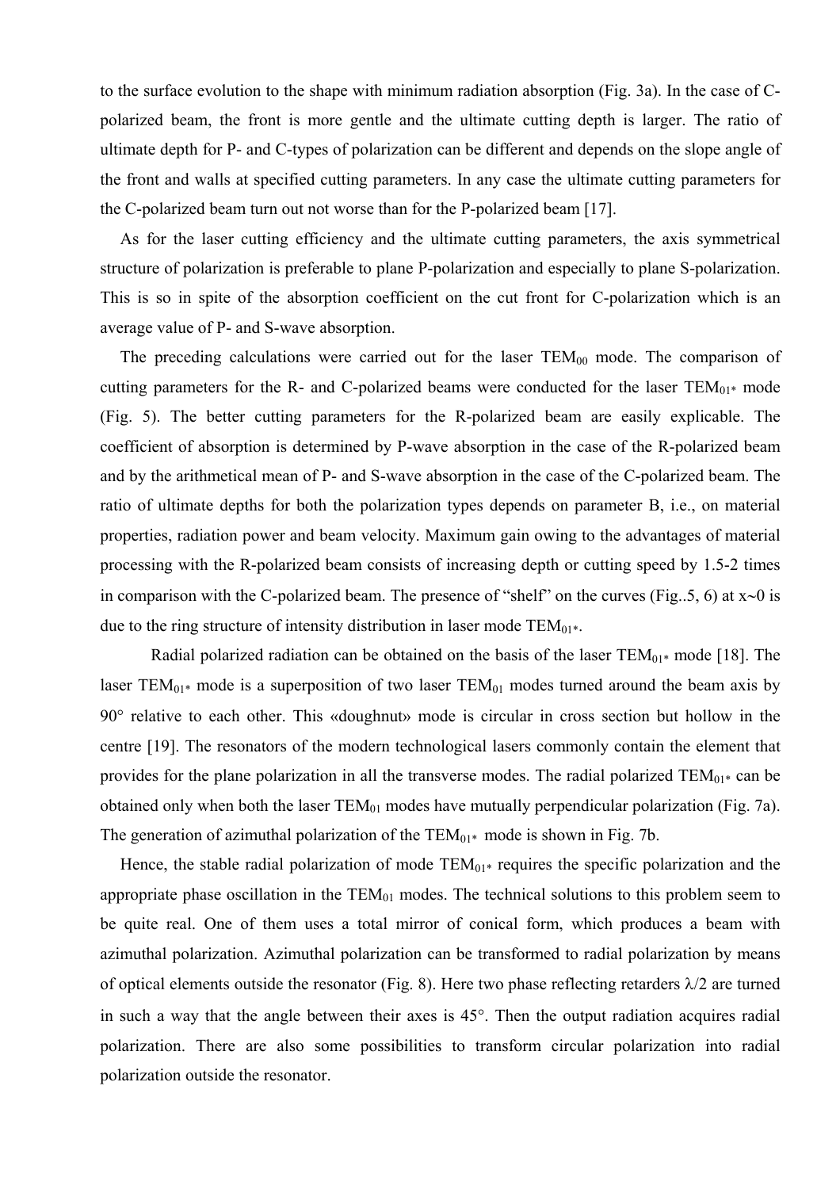to the surface evolution to the shape with minimum radiation absorption (Fig. 3a). In the case of C-polarized beam, the front is more gentle and the ultimate cutting depth is larger. The ratio of ultimate depth for P- and C-types of polarization can be different and depends on the slope angle of the front and walls at specified cutting parameters. In any case the ultimate cutting parameters for the C-polarized beam turn out not worse than for the P-polarized beam [17].

As for the laser cutting efficiency and the ultimate cutting parameters, the axis symmetrical structure of polarization is preferable to plane P-polarization and especially to plane S-polarization. This is so in spite of the absorption coefficient on the cut front for C-polarization which is an average value of P- and S-wave absorption.

The preceding calculations were carried out for the laser $TEM_{00}$ mode. The comparison of cutting parameters for the R- and C-polarized beams were conducted for the laser $TEM_{01*}$ mode (Fig. 5). The better cutting parameters for the R-polarized beam are easily explicable. The coefficient of absorption is determined by P-wave absorption in the case of the R-polarized beam and by the arithmetical mean of P- and S-wave absorption in the case of the C-polarized beam. The ratio of ultimate depths for both the polarization types depends on parameter B, i.e., on material properties, radiation power and beam velocity. Maximum gain owing to the advantages of material processing with the R-polarized beam consists of increasing depth or cutting speed by 1.5-2 times in comparison with the C-polarized beam. The presence of "shelf" on the curves (Fig..5, 6) at $x \sim 0$ is due to the ring structure of intensity distribution in laser mode $TEM_{01*}$.

Radial polarized radiation can be obtained on the basis of the laser $TEM_{01*}$ mode [18]. The laser $TEM_{01*}$ mode is a superposition of two laser $TEM_{01}$ modes turned around the beam axis by 90° relative to each other. This «doughnut» mode is circular in cross section but hollow in the centre [19]. The resonators of the modern technological lasers commonly contain the element that provides for the plane polarization in all the transverse modes. The radial polarized $TEM_{01*}$ can be obtained only when both the laser $TEM_{01}$ modes have mutually perpendicular polarization (Fig. 7a). The generation of azimuthal polarization of the $TEM_{01*}$ mode is shown in Fig. 7b.

Hence, the stable radial polarization of mode $TEM_{01*}$ requires the specific polarization and the appropriate phase oscillation in the $TEM_{01}$ modes. The technical solutions to this problem seem to be quite real. One of them uses a total mirror of conical form, which produces a beam with azimuthal polarization. Azimuthal polarization can be transformed to radial polarization by means of optical elements outside the resonator (Fig. 8). Here two phase reflecting retarders $\lambda/2$ are turned in such a way that the angle between their axes is 45°. Then the output radiation acquires radial polarization. There are also some possibilities to transform circular polarization into radial polarization outside the resonator.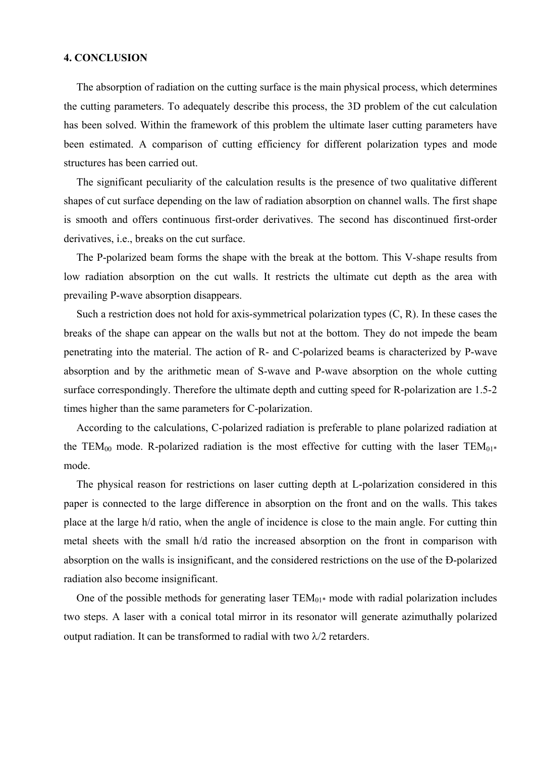## 4. CONCLUSION

The absorption of radiation on the cutting surface is the main physical process, which determines the cutting parameters. To adequately describe this process, the 3D problem of the cut calculation has been solved. Within the framework of this problem the ultimate laser cutting parameters have been estimated. A comparison of cutting efficiency for different polarization types and mode structures has been carried out.

The significant peculiarity of the calculation results is the presence of two qualitative different shapes of cut surface depending on the law of radiation absorption on channel walls. The first shape is smooth and offers continuous first-order derivatives. The second has discontinued first-order derivatives, i.e., breaks on the cut surface.

The P-polarized beam forms the shape with the break at the bottom. This V-shape results from low radiation absorption on the cut walls. It restricts the ultimate cut depth as the area with prevailing P-wave absorption disappears.

Such a restriction does not hold for axis-symmetrical polarization types (C, R). In these cases the breaks of the shape can appear on the walls but not at the bottom. They do not impede the beam penetrating into the material. The action of R- and C-polarized beams is characterized by P-wave absorption and by the arithmetic mean of S-wave and P-wave absorption on the whole cutting surface correspondingly. Therefore the ultimate depth and cutting speed for R-polarization are 1.5-2 times higher than the same parameters for C-polarization.

According to the calculations, C-polarized radiation is preferable to plane polarized radiation at the $TEM_{00}$ mode. R-polarized radiation is the most effective for cutting with the laser $TEM_{01*}$ mode.

The physical reason for restrictions on laser cutting depth at L-polarization considered in this paper is connected to the large difference in absorption on the front and on the walls. This takes place at the large h/d ratio, when the angle of incidence is close to the main angle. For cutting thin metal sheets with the small h/d ratio the increased absorption on the front in comparison with absorption on the walls is insignificant, and the considered restrictions on the use of the Ð-polarized radiation also become insignificant.

One of the possible methods for generating laser $TEM_{01*}$ mode with radial polarization includes two steps. A laser with a conical total mirror in its resonator will generate azimuthally polarized output radiation. It can be transformed to radial with two $\lambda/2$ retarders.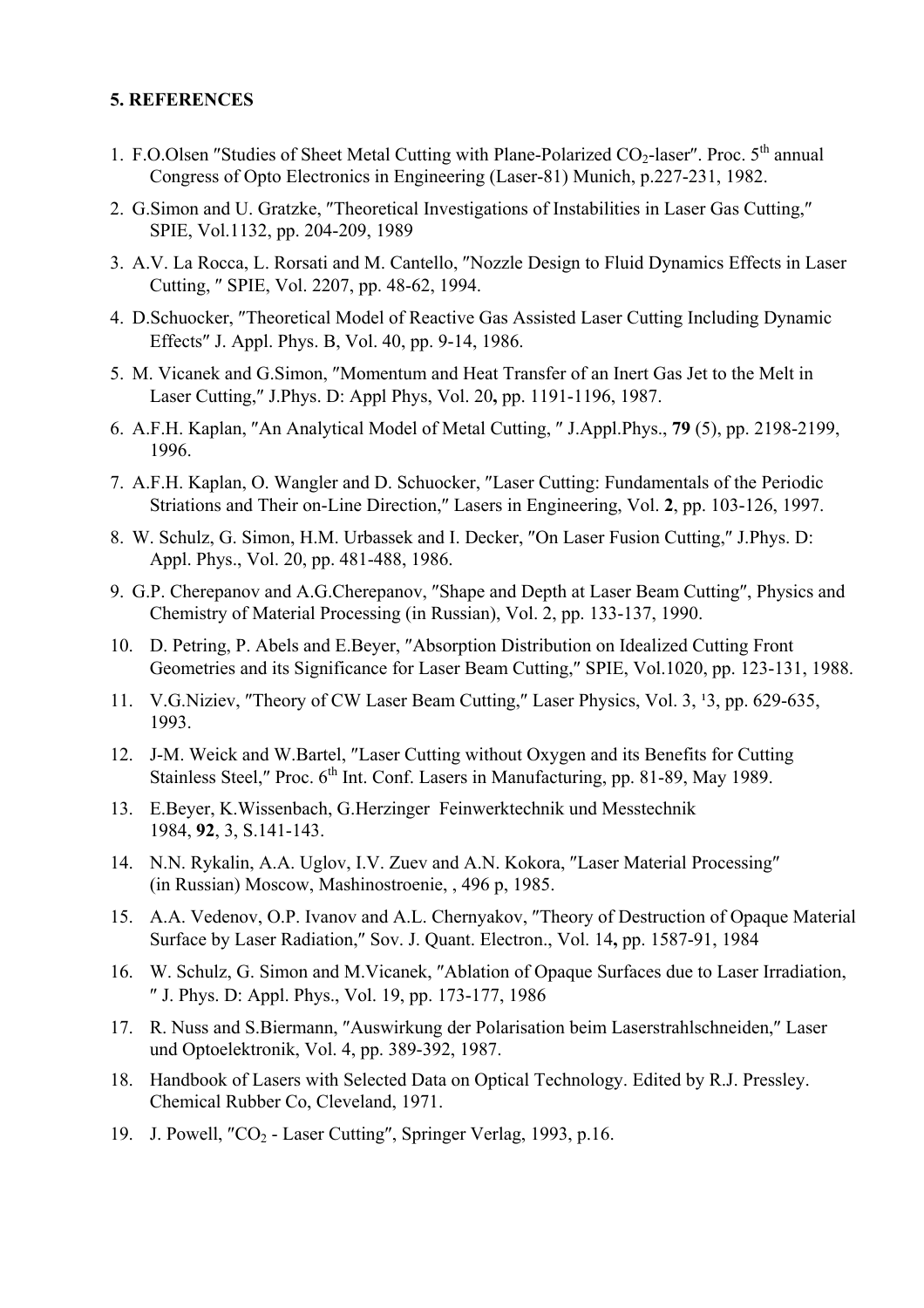### 5. REFERENCES

1. F.O.Olsen ″Studies of Sheet Metal Cutting with Plane-Polarized $CO_2$-laser″. Proc. 5th annual Congress of Opto Electronics in Engineering (Laser-81) Munich, p.227-231, 1982.
2. G.Simon and U. Gratzke, ″Theoretical Investigations of Instabilities in Laser Gas Cutting,″ SPIE, Vol.1132, pp. 204-209, 1989
3. A.V. La Rocca, L. Rorsati and M. Cantello, ″Nozzle Design to Fluid Dynamics Effects in Laser Cutting, ″ SPIE, Vol. 2207, pp. 48-62, 1994.
4. D.Schuocker, ″Theoretical Model of Reactive Gas Assisted Laser Cutting Including Dynamic Effects″ J. Appl. Phys. B, Vol. 40, pp. 9-14, 1986.
5. M. Vicanek and G.Simon, ″Momentum and Heat Transfer of an Inert Gas Jet to the Melt in Laser Cutting,″ J.Phys. D: Appl Phys, Vol. 20**,** pp. 1191-1196, 1987.
6. A.F.H. Kaplan, ″An Analytical Model of Metal Cutting, ″ J.Appl.Phys., **79** (5), pp. 2198-2199, 1996.
7. A.F.H. Kaplan, O. Wangler and D. Schuocker, ″Laser Cutting: Fundamentals of the Periodic Striations and Their on-Line Direction,″ Lasers in Engineering, Vol. **2**, pp. 103-126, 1997.
8. W. Schulz, G. Simon, H.M. Urbassek and I. Decker, ″On Laser Fusion Cutting,″ J.Phys. D: Appl. Phys., Vol. 20, pp. 481-488, 1986.
9. G.P. Cherepanov and A.G.Cherepanov, ″Shape and Depth at Laser Beam Cutting″, Physics and Chemistry of Material Processing (in Russian), Vol. 2, pp. 133-137, 1990.
10. D. Petring, P. Abels and E.Beyer, ″Absorption Distribution on Idealized Cutting Front Geometries and its Significance for Laser Beam Cutting,″ SPIE, Vol.1020, pp. 123-131, 1988.
11. V.G.Niziev, ″Theory of CW Laser Beam Cutting,″ Laser Physics, Vol. 3, ¹3, pp. 629-635, 1993.
12. J-M. Weick and W.Bartel, ″Laser Cutting without Oxygen and its Benefits for Cutting Stainless Steel,″ Proc. 6th Int. Conf. Lasers in Manufacturing, pp. 81-89, May 1989.
13. E.Beyer, K.Wissenbach, G.Herzinger Feinwerktechnik und Messtechnik 1984, **92**, 3, S.141-143.
14. N.N. Rykalin, A.A. Uglov, I.V. Zuev and A.N. Kokora, ″Laser Material Processing″ (in Russian) Moscow, Mashinostroenie, , 496 p, 1985.
15. A.A. Vedenov, O.P. Ivanov and A.L. Chernyakov, ″Theory of Destruction of Opaque Material Surface by Laser Radiation,″ Sov. J. Quant. Electron., Vol. 14**,** pp. 1587-91, 1984
16. W. Schulz, G. Simon and M.Vicanek, ″Ablation of Opaque Surfaces due to Laser Irradiation, ″ J. Phys. D: Appl. Phys., Vol. 19, pp. 173-177, 1986
17. R. Nuss and S.Biermann, ″Auswirkung der Polarisation beim Laserstrahlschneiden,″ Laser und Optoelektronik, Vol. 4, pp. 389-392, 1987.
18. Handbook of Lasers with Selected Data on Optical Technology. Edited by R.J. Pressley. Chemical Rubber Co, Cleveland, 1971.
19. J. Powell, ″$CO_2$ - Laser Cutting″, Springer Verlag, 1993, p.16.